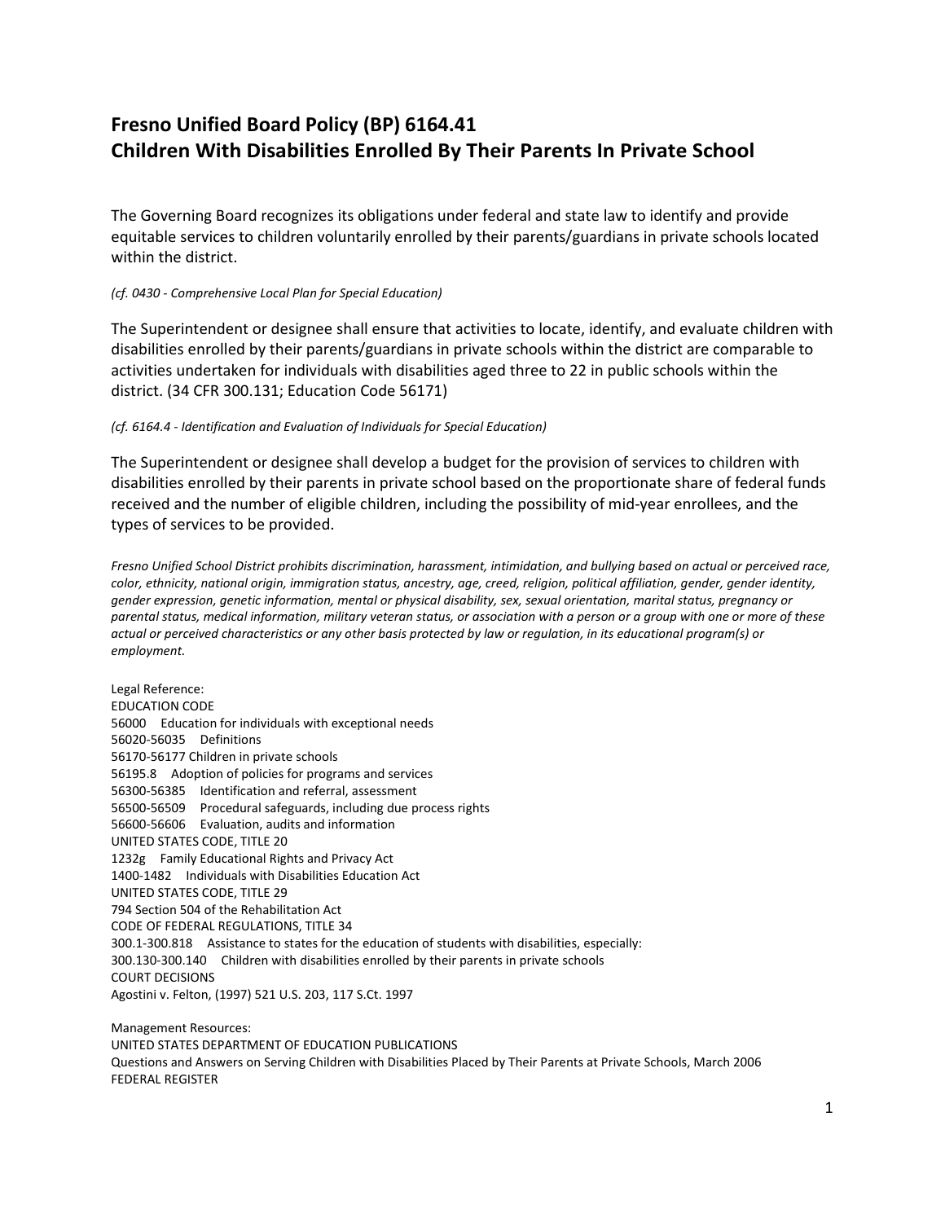## Fresno Unified Board Policy (BP) 6164.41
## Children With Disabilities Enrolled By Their Parents In Private School

The Governing Board recognizes its obligations under federal and state law to identify and provide equitable services to children voluntarily enrolled by their parents/guardians in private schools located within the district.

*(cf. 0430 - Comprehensive Local Plan for Special Education)*

The Superintendent or designee shall ensure that activities to locate, identify, and evaluate children with disabilities enrolled by their parents/guardians in private schools within the district are comparable to activities undertaken for individuals with disabilities aged three to 22 in public schools within the district. (34 CFR 300.131; Education Code 56171)

*(cf. 6164.4 - Identification and Evaluation of Individuals for Special Education)*

The Superintendent or designee shall develop a budget for the provision of services to children with disabilities enrolled by their parents in private school based on the proportionate share of federal funds received and the number of eligible children, including the possibility of mid-year enrollees, and the types of services to be provided.

*Fresno Unified School District prohibits discrimination, harassment, intimidation, and bullying based on actual or perceived race, color, ethnicity, national origin, immigration status, ancestry, age, creed, religion, political affiliation, gender, gender identity, gender expression, genetic information, mental or physical disability, sex, sexual orientation, marital status, pregnancy or parental status, medical information, military veteran status, or association with a person or a group with one or more of these actual or perceived characteristics or any other basis protected by law or regulation, in its educational program(s) or employment.*

Legal Reference:
EDUCATION CODE
56000 Education for individuals with exceptional needs
56020-56035 Definitions
56170-56177 Children in private schools
56195.8 Adoption of policies for programs and services
56300-56385 Identification and referral, assessment
56500-56509 Procedural safeguards, including due process rights
56600-56606 Evaluation, audits and information
UNITED STATES CODE, TITLE 20
1232g Family Educational Rights and Privacy Act
1400-1482 Individuals with Disabilities Education Act
UNITED STATES CODE, TITLE 29
794 Section 504 of the Rehabilitation Act
CODE OF FEDERAL REGULATIONS, TITLE 34
300.1-300.818 Assistance to states for the education of students with disabilities, especially:
300.130-300.140 Children with disabilities enrolled by their parents in private schools
COURT DECISIONS
Agostini v. Felton, (1997) 521 U.S. 203, 117 S.Ct. 1997

Management Resources:
UNITED STATES DEPARTMENT OF EDUCATION PUBLICATIONS
Questions and Answers on Serving Children with Disabilities Placed by Their Parents at Private Schools, March 2006
FEDERAL REGISTER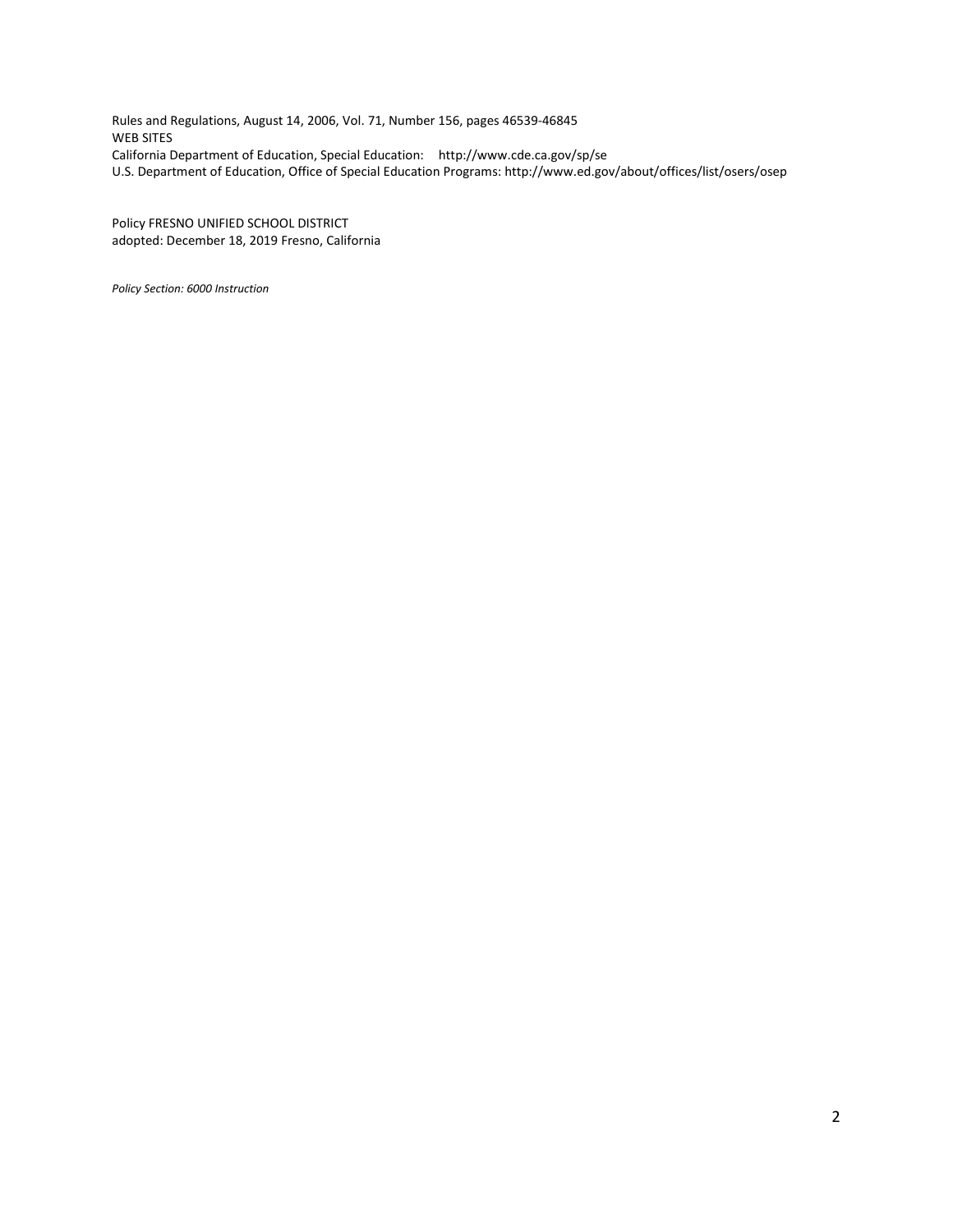Rules and Regulations, August 14, 2006, Vol. 71, Number 156, pages 46539-46845
WEB SITES
California Department of Education, Special Education: http://www.cde.ca.gov/sp/se
U.S. Department of Education, Office of Special Education Programs: http://www.ed.gov/about/offices/list/osers/osep

Policy FRESNO UNIFIED SCHOOL DISTRICT
adopted: December 18, 2019 Fresno, California

*Policy Section: 6000 Instruction*